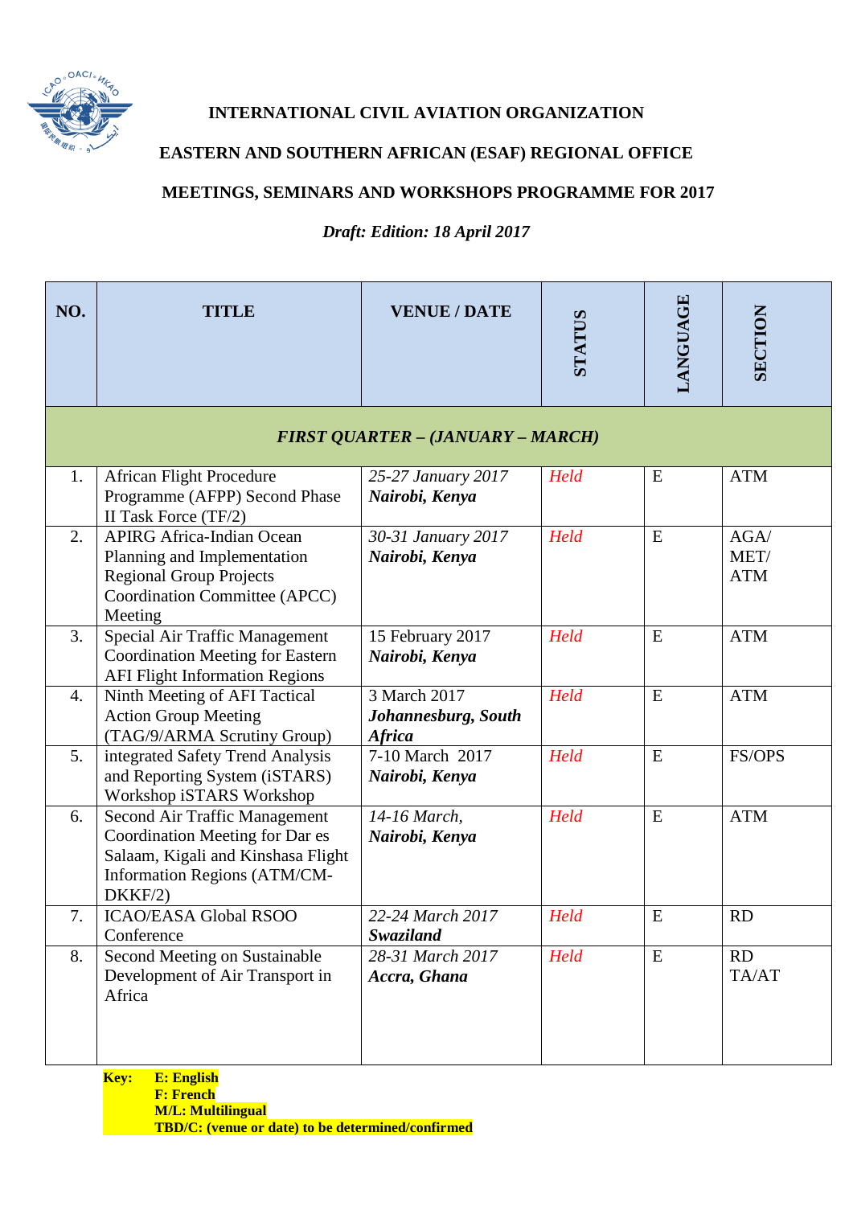# INTERNATIONAL CIVIL AVIATION ORGANIZATION

## EASTERN AND SOUTHERN AFRICAN (ESAF) REGIONAL OFFICE

## MEETINGS, SEMINARS AND WORKSHOPS PROGRAMME FOR 2017

*Draft: Edition: 18 April 2017*

| NO. | TITLE | VENUE / DATE | STATUS | LANGUAGE | SECTION |
|---|---|---|---|---|---|
| ***FIRST QUARTER – (JANUARY – MARCH)*** | | | | | |
| 1. | African Flight Procedure Programme (AFPP) Second Phase II Task Force (TF/2) | *25-27 January 2017* ***Nairobi, Kenya*** | *Held* | E | ATM |
| 2. | APIRG Africa-Indian Ocean Planning and Implementation Regional Group Projects Coordination Committee (APCC) Meeting | *30-31 January 2017* ***Nairobi, Kenya*** | *Held* | E | AGA/ MET/ ATM |
| 3. | Special Air Traffic Management Coordination Meeting for Eastern AFI Flight Information Regions | 15 February 2017 ***Nairobi, Kenya*** | *Held* | E | ATM |
| 4. | Ninth Meeting of AFI Tactical Action Group Meeting (TAG/9/ARMA Scrutiny Group) | 3 March 2017 ***Johannesburg, South Africa*** | *Held* | E | ATM |
| 5. | integrated Safety Trend Analysis and Reporting System (iSTARS) Workshop iSTARS Workshop | 7-10 March 2017 ***Nairobi, Kenya*** | *Held* | E | FS/OPS |
| 6. | Second Air Traffic Management Coordination Meeting for Dar es Salaam, Kigali and Kinshasa Flight Information Regions (ATM/CM-DKKF/2) | *14-16 March,* ***Nairobi, Kenya*** | *Held* | E | ATM |
| 7. | ICAO/EASA Global RSOO Conference | *22-24 March 2017* ***Swaziland*** | *Held* | E | RD |
| 8. | Second Meeting on Sustainable Development of Air Transport in Africa | *28-31 March 2017* ***Accra, Ghana*** | *Held* | E | RD TA/AT |

**Key:** **E: English**
**F: French**
**M/L: Multilingual**
**TBD/C: (venue or date) to be determined/confirmed**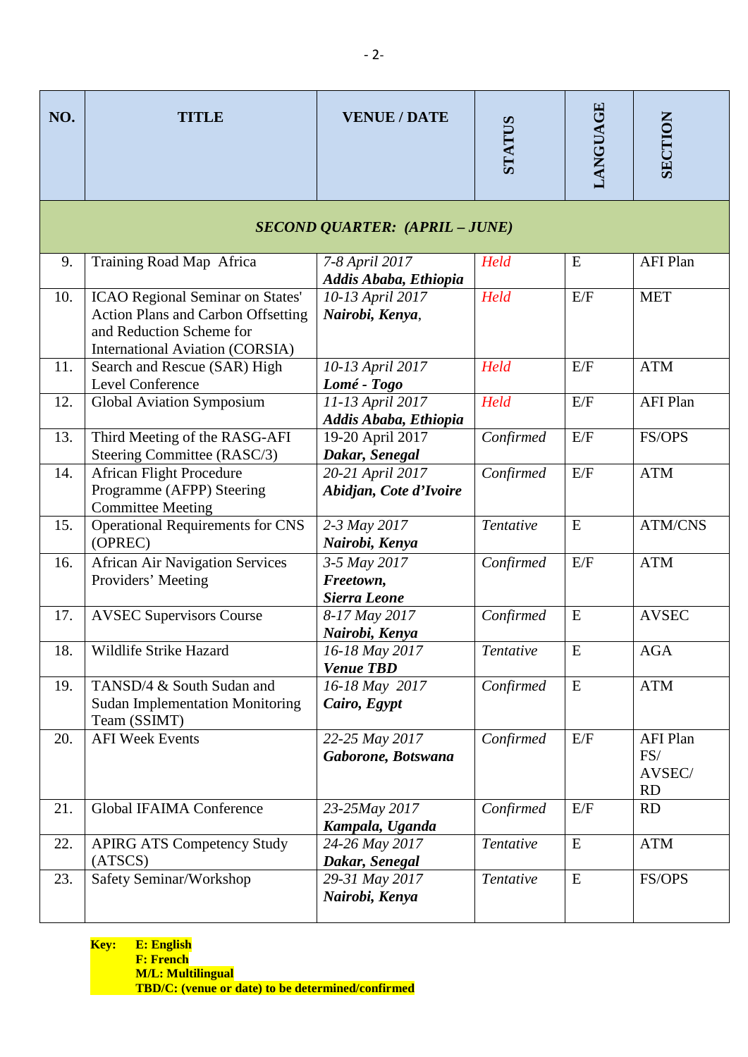| NO. | TITLE | VENUE / DATE | STATUS | LANGUAGE | SECTION |
|---|---|---|---|---|---|
| ***SECOND QUARTER: (APRIL – JUNE)*** | | | | | |
| 9. | Training Road Map Africa | *7-8 April 2017* ***Addis Ababa, Ethiopia*** | *Held* | E | AFI Plan |
| 10. | ICAO Regional Seminar on States' Action Plans and Carbon Offsetting and Reduction Scheme for International Aviation (CORSIA) | *10-13 April 2017* ***Nairobi, Kenya,*** | *Held* | E/F | MET |
| 11. | Search and Rescue (SAR) High Level Conference | *10-13 April 2017* ***Lomé - Togo*** | *Held* | E/F | ATM |
| 12. | Global Aviation Symposium | *11-13 April 2017* ***Addis Ababa, Ethiopia*** | *Held* | E/F | AFI Plan |
| 13. | Third Meeting of the RASG-AFI Steering Committee (RASC/3) | 19-20 April 2017 ***Dakar, Senegal*** | *Confirmed* | E/F | FS/OPS |
| 14. | African Flight Procedure Programme (AFPP) Steering Committee Meeting | *20-21 April 2017* ***Abidjan, Cote d'Ivoire*** | *Confirmed* | E/F | ATM |
| 15. | Operational Requirements for CNS (OPREC) | *2-3 May 2017* ***Nairobi, Kenya*** | *Tentative* | E | ATM/CNS |
| 16. | African Air Navigation Services Providers' Meeting | *3-5 May 2017* ***Freetown, Sierra Leone*** | *Confirmed* | E/F | ATM |
| 17. | AVSEC Supervisors Course | *8-17 May 2017* ***Nairobi, Kenya*** | *Confirmed* | E | AVSEC |
| 18. | Wildlife Strike Hazard | *16-18 May 2017* ***Venue TBD*** | *Tentative* | E | AGA |
| 19. | TANSD/4 & South Sudan and Sudan Implementation Monitoring Team (SSIMT) | *16-18 May 2017* ***Cairo, Egypt*** | *Confirmed* | E | ATM |
| 20. | AFI Week Events | *22-25 May 2017* ***Gaborone, Botswana*** | *Confirmed* | E/F | AFI Plan FS/ AVSEC/ RD |
| 21. | Global IFAIMA Conference | *23-25May 2017* ***Kampala, Uganda*** | *Confirmed* | E/F | RD |
| 22. | APIRG ATS Competency Study (ATSCS) | *24-26 May 2017* ***Dakar, Senegal*** | *Tentative* | E | ATM |
| 23. | Safety Seminar/Workshop | *29-31 May 2017* ***Nairobi, Kenya*** | *Tentative* | E | FS/OPS |

**Key:** **E: English**
**F: French**
**M/L: Multilingual**
**TBD/C: (venue or date) to be determined/confirmed**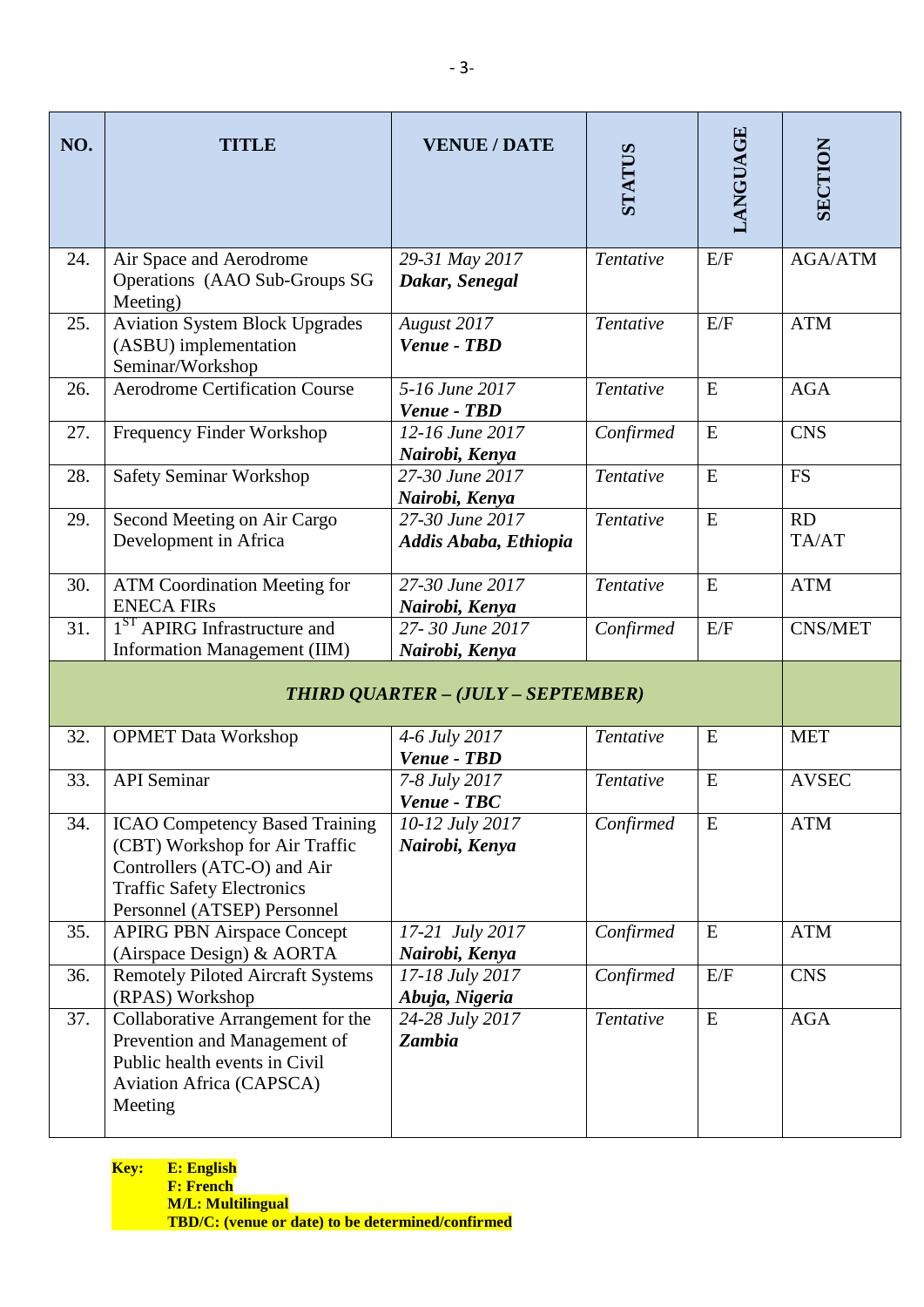| NO. | TITLE | VENUE / DATE | STATUS | LANGUAGE | SECTION |
|---|---|---|---|---|---|
| 24. | Air Space and Aerodrome Operations (AAO Sub-Groups SG Meeting) | *29-31 May 2017* ***Dakar, Senegal*** | *Tentative* | E/F | AGA/ATM |
| 25. | Aviation System Block Upgrades (ASBU) implementation Seminar/Workshop | *August 2017* ***Venue - TBD*** | *Tentative* | E/F | ATM |
| 26. | Aerodrome Certification Course | *5-16 June 2017* ***Venue - TBD*** | *Tentative* | E | AGA |
| 27. | Frequency Finder Workshop | *12-16 June 2017* ***Nairobi, Kenya*** | *Confirmed* | E | CNS |
| 28. | Safety Seminar Workshop | *27-30 June 2017* ***Nairobi, Kenya*** | *Tentative* | E | FS |
| 29. | Second Meeting on Air Cargo Development in Africa | *27-30 June 2017* ***Addis Ababa, Ethiopia*** | *Tentative* | E | RD TA/AT |
| 30. | ATM Coordination Meeting for ENECA FIRs | *27-30 June 2017* ***Nairobi, Kenya*** | *Tentative* | E | ATM |
| 31. | 1[ST] APIRG Infrastructure and Information Management (IIM) | *27- 30 June 2017* ***Nairobi, Kenya*** | *Confirmed* | E/F | CNS/MET |
| | ***THIRD QUARTER – (JULY – SEPTEMBER)*** | | | | |
| 32. | OPMET Data Workshop | *4-6 July 2017* ***Venue - TBD*** | *Tentative* | E | MET |
| 33. | API Seminar | *7-8 July 2017* ***Venue - TBC*** | *Tentative* | E | AVSEC |
| 34. | ICAO Competency Based Training (CBT) Workshop for Air Traffic Controllers (ATC-O) and Air Traffic Safety Electronics Personnel (ATSEP) Personnel | *10-12 July 2017* ***Nairobi, Kenya*** | *Confirmed* | E | ATM |
| 35. | APIRG PBN Airspace Concept (Airspace Design) & AORTA | *17-21 July 2017* ***Nairobi, Kenya*** | *Confirmed* | E | ATM |
| 36. | Remotely Piloted Aircraft Systems (RPAS) Workshop | *17-18 July 2017* ***Abuja, Nigeria*** | *Confirmed* | E/F | CNS |
| 37. | Collaborative Arrangement for the Prevention and Management of Public health events in Civil Aviation Africa (CAPSCA) Meeting | *24-28 July 2017* ***Zambia*** | *Tentative* | E | AGA |

**Key:** **E: English**
**F: French**
**M/L: Multilingual**
**TBD/C: (venue or date) to be determined/confirmed**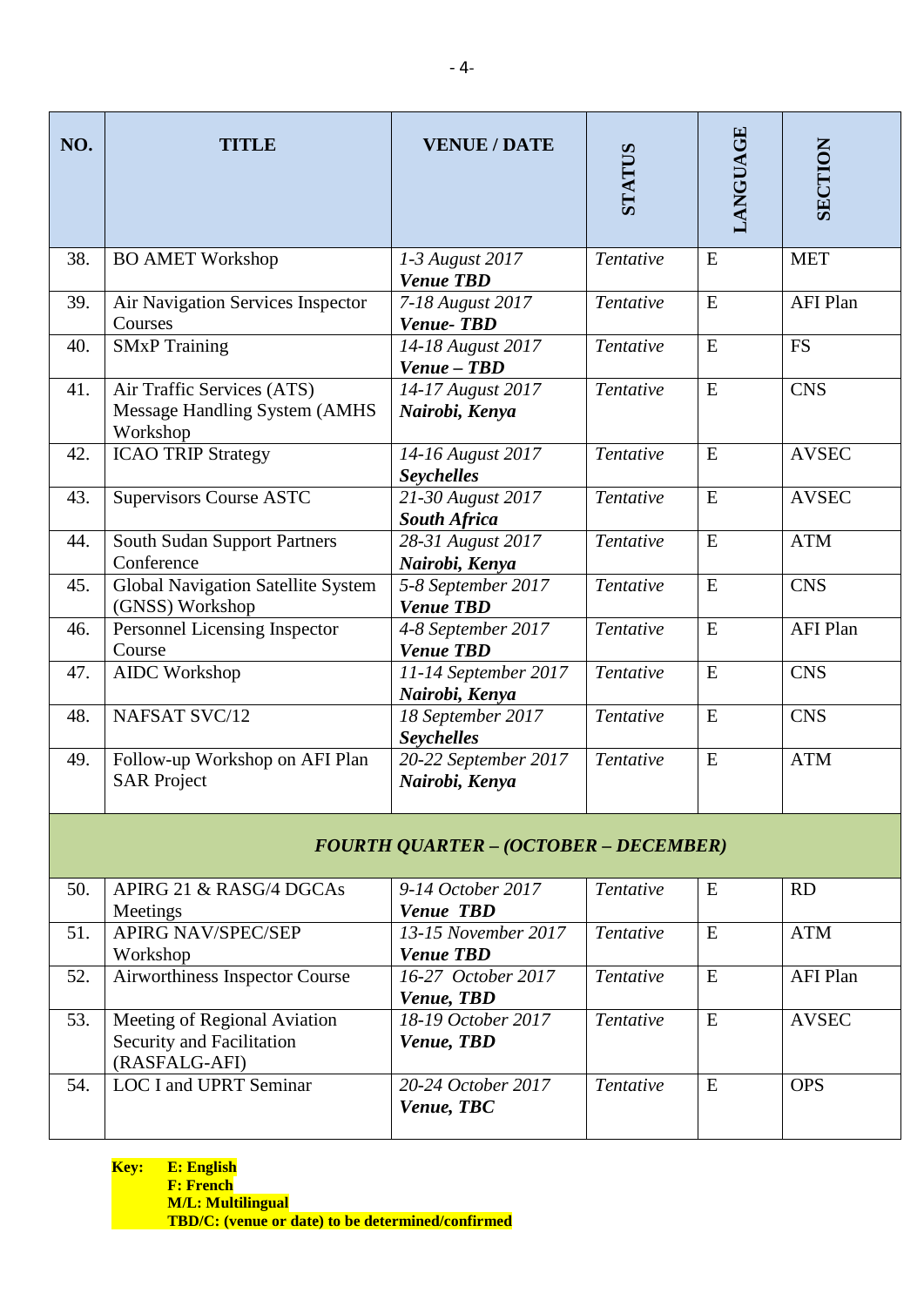| NO. | TITLE | VENUE / DATE | STATUS | LANGUAGE | SECTION |
|---|---|---|---|---|---|
| 38. | BO AMET Workshop | *1-3 August 2017* ***Venue TBD*** | *Tentative* | E | MET |
| 39. | Air Navigation Services Inspector Courses | *7-18 August 2017* ***Venue- TBD*** | *Tentative* | E | AFI Plan |
| 40. | SMxP Training | *14-18 August 2017* ***Venue – TBD*** | *Tentative* | E | FS |
| 41. | Air Traffic Services (ATS) Message Handling System (AMHS Workshop | *14-17 August 2017* ***Nairobi, Kenya*** | *Tentative* | E | CNS |
| 42. | ICAO TRIP Strategy | *14-16 August 2017* ***Seychelles*** | *Tentative* | E | AVSEC |
| 43. | Supervisors Course ASTC | *21-30 August 2017* ***South Africa*** | *Tentative* | E | AVSEC |
| 44. | South Sudan Support Partners Conference | *28-31 August 2017* ***Nairobi, Kenya*** | *Tentative* | E | ATM |
| 45. | Global Navigation Satellite System (GNSS) Workshop | *5-8 September 2017* ***Venue TBD*** | *Tentative* | E | CNS |
| 46. | Personnel Licensing Inspector Course | *4-8 September 2017* ***Venue TBD*** | *Tentative* | E | AFI Plan |
| 47. | AIDC Workshop | *11-14 September 2017* ***Nairobi, Kenya*** | *Tentative* | E | CNS |
| 48. | NAFSAT SVC/12 | *18 September 2017* ***Seychelles*** | *Tentative* | E | CNS |
| 49. | Follow-up Workshop on AFI Plan SAR Project | *20-22 September 2017* ***Nairobi, Kenya*** | *Tentative* | E | ATM |
| | ***FOURTH QUARTER – (OCTOBER – DECEMBER)*** | | | | |
| 50. | APIRG 21 & RASG/4 DGCAs Meetings | *9-14 October 2017* ***Venue TBD*** | *Tentative* | E | RD |
| 51. | APIRG NAV/SPEC/SEP Workshop | *13-15 November 2017* ***Venue TBD*** | *Tentative* | E | ATM |
| 52. | Airworthiness Inspector Course | *16-27 October 2017* ***Venue, TBD*** | *Tentative* | E | AFI Plan |
| 53. | Meeting of Regional Aviation Security and Facilitation (RASFALG-AFI) | *18-19 October 2017* ***Venue, TBD*** | *Tentative* | E | AVSEC |
| 54. | LOC I and UPRT Seminar | *20-24 October 2017* ***Venue, TBC*** | *Tentative* | E | OPS |

**Key:** **E: English**
**F: French**
**M/L: Multilingual**
**TBD/C: (venue or date) to be determined/confirmed**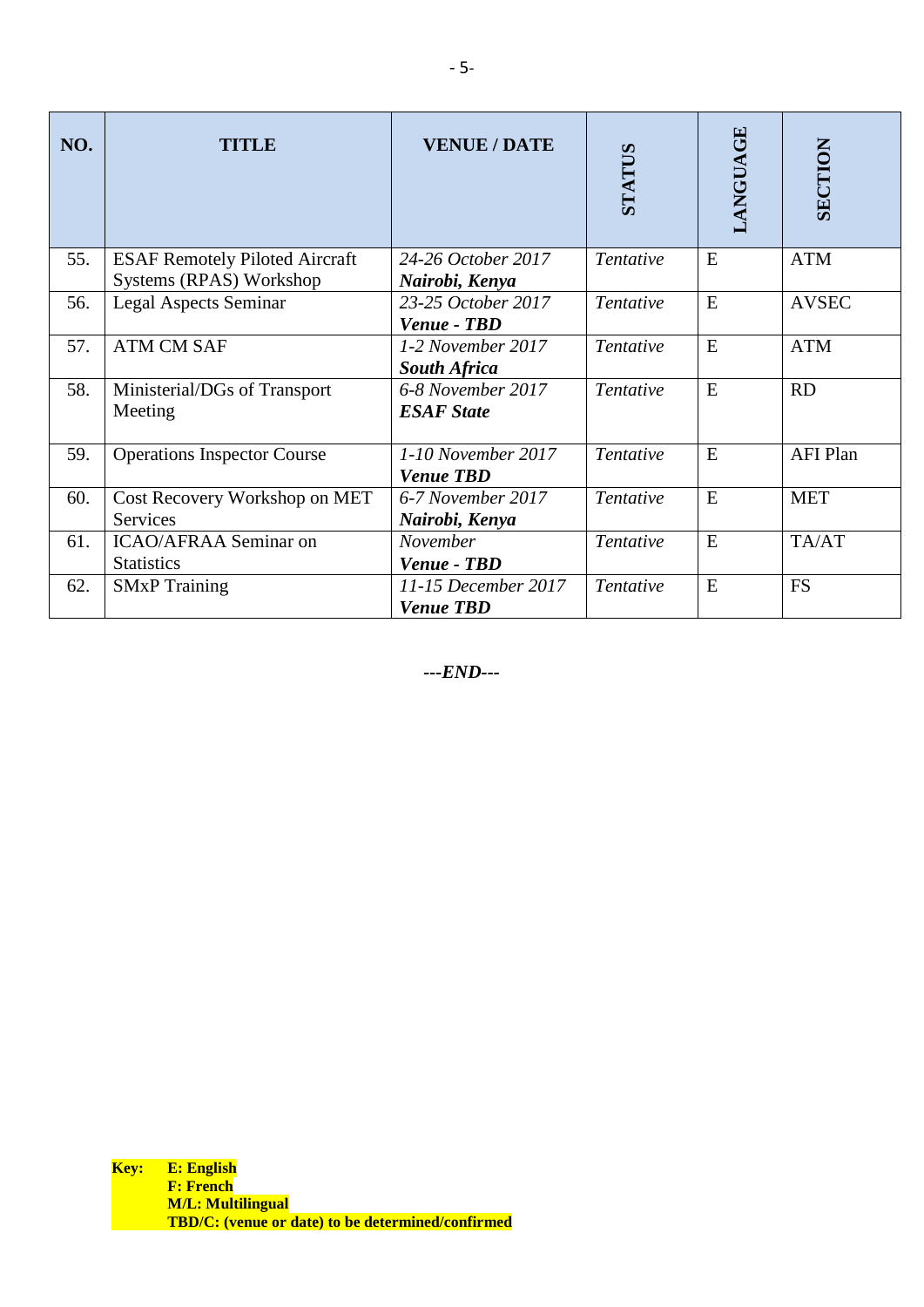| NO. | TITLE | VENUE / DATE | STATUS | LANGUAGE | SECTION |
|---|---|---|---|---|---|
| 55. | ESAF Remotely Piloted Aircraft Systems (RPAS) Workshop | *24-26 October 2017* ***Nairobi, Kenya*** | *Tentative* | E | ATM |
| 56. | Legal Aspects Seminar | *23-25 October 2017* ***Venue - TBD*** | *Tentative* | E | AVSEC |
| 57. | ATM CM SAF | *1-2 November 2017* ***South Africa*** | *Tentative* | E | ATM |
| 58. | Ministerial/DGs of Transport Meeting | *6-8 November 2017* ***ESAF State*** | *Tentative* | E | RD |
| 59. | Operations Inspector Course | *1-10 November 2017* ***Venue TBD*** | *Tentative* | E | AFI Plan |
| 60. | Cost Recovery Workshop on MET Services | *6-7 November 2017* ***Nairobi, Kenya*** | *Tentative* | E | MET |
| 61. | ICAO/AFRAA Seminar on Statistics | *November* ***Venue - TBD*** | *Tentative* | E | TA/AT |
| 62. | SMxP Training | *11-15 December 2017* ***Venue TBD*** | *Tentative* | E | FS |

***---END---***

**Key:** **E: English**
**F: French**
**M/L: Multilingual**
**TBD/C: (venue or date) to be determined/confirmed**